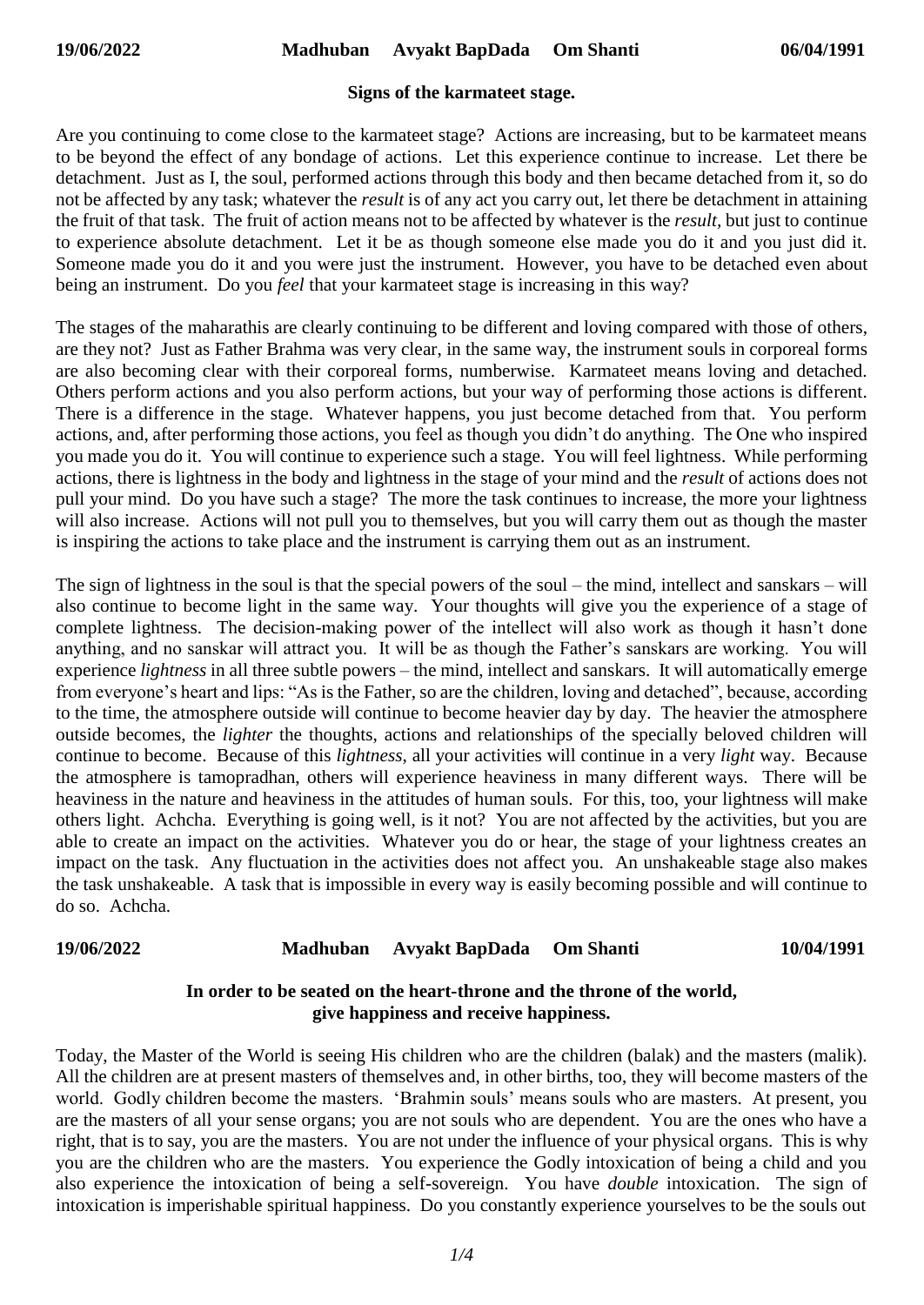**19/06/2022 Madhuban Avyakt BapDada Om Shanti 06/04/1991**

## Signs of the karmateet stage.

Are you continuing to come close to the karmateet stage? Actions are increasing, but to be karmateet means to be beyond the effect of any bondage of actions. Let this experience continue to increase. Let there be detachment. Just as I, the soul, performed actions through this body and then became detached from it, so do not be affected by any task; whatever the *result* is of any act you carry out, let there be detachment in attaining the fruit of that task. The fruit of action means not to be affected by whatever is the *result,* but just to continue to experience absolute detachment. Let it be as though someone else made you do it and you just did it. Someone made you do it and you were just the instrument. However, you have to be detached even about being an instrument. Do you *feel* that your karmateet stage is increasing in this way?

The stages of the maharathis are clearly continuing to be different and loving compared with those of others, are they not? Just as Father Brahma was very clear, in the same way, the instrument souls in corporeal forms are also becoming clear with their corporeal forms, numberwise. Karmateet means loving and detached. Others perform actions and you also perform actions, but your way of performing those actions is different. There is a difference in the stage. Whatever happens, you just become detached from that. You perform actions, and, after performing those actions, you feel as though you didn't do anything. The One who inspired you made you do it. You will continue to experience such a stage. You will feel lightness. While performing actions, there is lightness in the body and lightness in the stage of your mind and the *result* of actions does not pull your mind. Do you have such a stage? The more the task continues to increase, the more your lightness will also increase. Actions will not pull you to themselves, but you will carry them out as though the master is inspiring the actions to take place and the instrument is carrying them out as an instrument.

The sign of lightness in the soul is that the special powers of the soul – the mind, intellect and sanskars – will also continue to become light in the same way. Your thoughts will give you the experience of a stage of complete lightness. The decision-making power of the intellect will also work as though it hasn't done anything, and no sanskar will attract you. It will be as though the Father's sanskars are working. You will experience *lightness* in all three subtle powers – the mind, intellect and sanskars. It will automatically emerge from everyone's heart and lips: "As is the Father, so are the children, loving and detached", because, according to the time, the atmosphere outside will continue to become heavier day by day. The heavier the atmosphere outside becomes, the *lighter* the thoughts, actions and relationships of the specially beloved children will continue to become. Because of this *lightness*, all your activities will continue in a very *light* way. Because the atmosphere is tamopradhan, others will experience heaviness in many different ways. There will be heaviness in the nature and heaviness in the attitudes of human souls. For this, too, your lightness will make others light. Achcha. Everything is going well, is it not? You are not affected by the activities, but you are able to create an impact on the activities. Whatever you do or hear, the stage of your lightness creates an impact on the task. Any fluctuation in the activities does not affect you. An unshakeable stage also makes the task unshakeable. A task that is impossible in every way is easily becoming possible and will continue to do so. Achcha.

**19/06/2022 Madhuban Avyakt BapDada Om Shanti 10/04/1991**

## In order to be seated on the heart-throne and the throne of the world, give happiness and receive happiness.

Today, the Master of the World is seeing His children who are the children (balak) and the masters (malik). All the children are at present masters of themselves and, in other births, too, they will become masters of the world. Godly children become the masters. 'Brahmin souls' means souls who are masters. At present, you are the masters of all your sense organs; you are not souls who are dependent. You are the ones who have a right, that is to say, you are the masters. You are not under the influence of your physical organs. This is why you are the children who are the masters. You experience the Godly intoxication of being a child and you also experience the intoxication of being a self-sovereign. You have *double* intoxication. The sign of intoxication is imperishable spiritual happiness. Do you constantly experience yourselves to be the souls out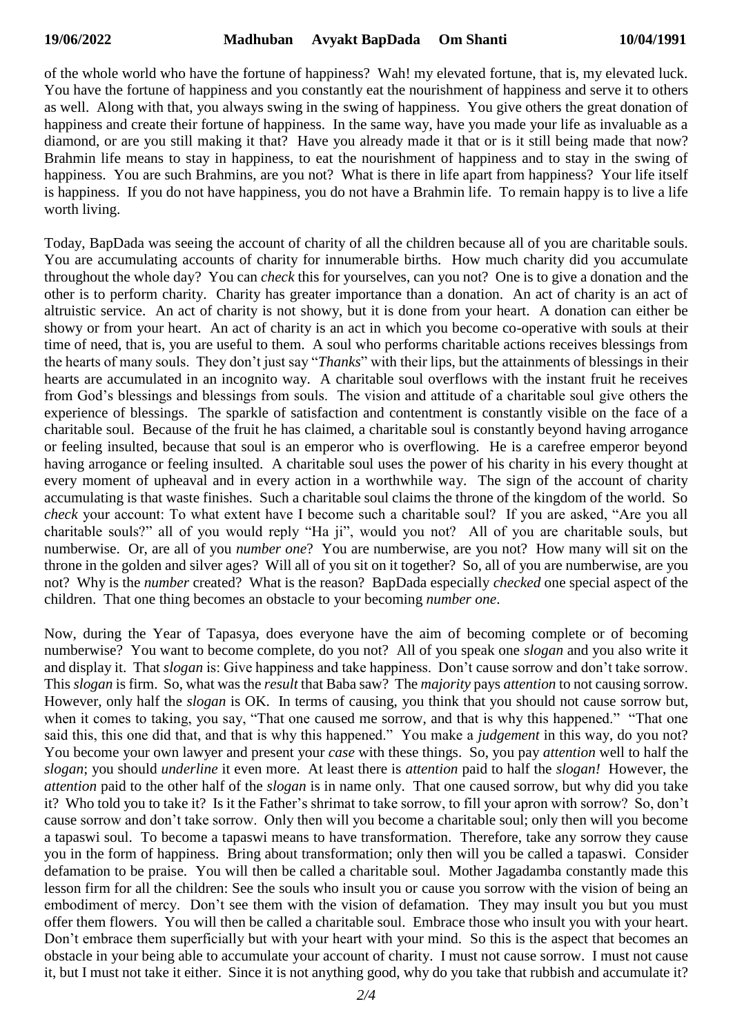of the whole world who have the fortune of happiness? Wah! my elevated fortune, that is, my elevated luck. You have the fortune of happiness and you constantly eat the nourishment of happiness and serve it to others as well. Along with that, you always swing in the swing of happiness. You give others the great donation of happiness and create their fortune of happiness. In the same way, have you made your life as invaluable as a diamond, or are you still making it that? Have you already made it that or is it still being made that now? Brahmin life means to stay in happiness, to eat the nourishment of happiness and to stay in the swing of happiness. You are such Brahmins, are you not? What is there in life apart from happiness? Your life itself is happiness. If you do not have happiness, you do not have a Brahmin life. To remain happy is to live a life worth living.

Today, BapDada was seeing the account of charity of all the children because all of you are charitable souls. You are accumulating accounts of charity for innumerable births. How much charity did you accumulate throughout the whole day? You can *check* this for yourselves, can you not? One is to give a donation and the other is to perform charity. Charity has greater importance than a donation. An act of charity is an act of altruistic service. An act of charity is not showy, but it is done from your heart. A donation can either be showy or from your heart. An act of charity is an act in which you become co-operative with souls at their time of need, that is, you are useful to them. A soul who performs charitable actions receives blessings from the hearts of many souls. They don't just say "*Thanks*" with their lips, but the attainments of blessings in their hearts are accumulated in an incognito way. A charitable soul overflows with the instant fruit he receives from God's blessings and blessings from souls. The vision and attitude of a charitable soul give others the experience of blessings. The sparkle of satisfaction and contentment is constantly visible on the face of a charitable soul. Because of the fruit he has claimed, a charitable soul is constantly beyond having arrogance or feeling insulted, because that soul is an emperor who is overflowing. He is a carefree emperor beyond having arrogance or feeling insulted. A charitable soul uses the power of his charity in his every thought at every moment of upheaval and in every action in a worthwhile way. The sign of the account of charity accumulating is that waste finishes. Such a charitable soul claims the throne of the kingdom of the world. So *check* your account: To what extent have I become such a charitable soul? If you are asked, "Are you all charitable souls?" all of you would reply "Ha ji", would you not? All of you are charitable souls, but numberwise. Or, are all of you *number one*? You are numberwise, are you not? How many will sit on the throne in the golden and silver ages? Will all of you sit on it together? So, all of you are numberwise, are you not? Why is the *number* created? What is the reason? BapDada especially *checked* one special aspect of the children. That one thing becomes an obstacle to your becoming *number one*.

Now, during the Year of Tapasya, does everyone have the aim of becoming complete or of becoming numberwise? You want to become complete, do you not? All of you speak one *slogan* and you also write it and display it. That *slogan* is: Give happiness and take happiness. Don't cause sorrow and don't take sorrow. This *slogan* is firm. So, what was the *result* that Baba saw? The *majority* pays *attention* to not causing sorrow. However, only half the *slogan* is OK. In terms of causing, you think that you should not cause sorrow but, when it comes to taking, you say, "That one caused me sorrow, and that is why this happened." "That one said this, this one did that, and that is why this happened." You make a *judgement* in this way, do you not? You become your own lawyer and present your *case* with these things. So, you pay *attention* well to half the *slogan*; you should *underline* it even more. At least there is *attention* paid to half the *slogan!* However, the *attention* paid to the other half of the *slogan* is in name only. That one caused sorrow, but why did you take it? Who told you to take it? Is it the Father's shrimat to take sorrow, to fill your apron with sorrow? So, don't cause sorrow and don't take sorrow. Only then will you become a charitable soul; only then will you become a tapaswi soul. To become a tapaswi means to have transformation. Therefore, take any sorrow they cause you in the form of happiness. Bring about transformation; only then will you be called a tapaswi. Consider defamation to be praise. You will then be called a charitable soul. Mother Jagadamba constantly made this lesson firm for all the children: See the souls who insult you or cause you sorrow with the vision of being an embodiment of mercy. Don't see them with the vision of defamation. They may insult you but you must offer them flowers. You will then be called a charitable soul. Embrace those who insult you with your heart. Don't embrace them superficially but with your heart with your mind. So this is the aspect that becomes an obstacle in your being able to accumulate your account of charity. I must not cause sorrow. I must not cause it, but I must not take it either. Since it is not anything good, why do you take that rubbish and accumulate it?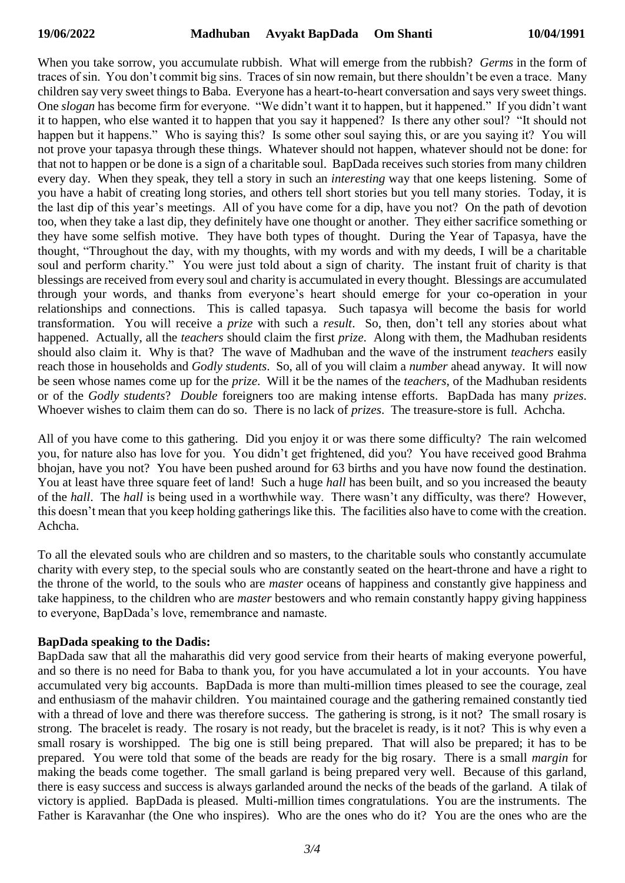When you take sorrow, you accumulate rubbish. What will emerge from the rubbish? *Germs* in the form of traces of sin. You don't commit big sins. Traces of sin now remain, but there shouldn't be even a trace. Many children say very sweet things to Baba. Everyone has a heart-to-heart conversation and says very sweet things. One *slogan* has become firm for everyone. "We didn't want it to happen, but it happened." If you didn't want it to happen, who else wanted it to happen that you say it happened? Is there any other soul? "It should not happen but it happens." Who is saying this? Is some other soul saying this, or are you saying it? You will not prove your tapasya through these things. Whatever should not happen, whatever should not be done: for that not to happen or be done is a sign of a charitable soul. BapDada receives such stories from many children every day. When they speak, they tell a story in such an *interesting* way that one keeps listening. Some of you have a habit of creating long stories, and others tell short stories but you tell many stories. Today, it is the last dip of this year's meetings. All of you have come for a dip, have you not? On the path of devotion too, when they take a last dip, they definitely have one thought or another. They either sacrifice something or they have some selfish motive. They have both types of thought. During the Year of Tapasya, have the thought, "Throughout the day, with my thoughts, with my words and with my deeds, I will be a charitable soul and perform charity." You were just told about a sign of charity. The instant fruit of charity is that blessings are received from every soul and charity is accumulated in every thought. Blessings are accumulated through your words, and thanks from everyone's heart should emerge for your co-operation in your relationships and connections. This is called tapasya. Such tapasya will become the basis for world transformation. You will receive a *prize* with such a *result*. So, then, don't tell any stories about what happened. Actually, all the *teachers* should claim the first *prize*. Along with them, the Madhuban residents should also claim it. Why is that? The wave of Madhuban and the wave of the instrument *teachers* easily reach those in households and *Godly students*. So, all of you will claim a *number* ahead anyway. It will now be seen whose names come up for the *prize*. Will it be the names of the *teachers*, of the Madhuban residents or of the *Godly students*? *Double* foreigners too are making intense efforts. BapDada has many *prizes*. Whoever wishes to claim them can do so. There is no lack of *prizes*. The treasure-store is full. Achcha.

All of you have come to this gathering. Did you enjoy it or was there some difficulty? The rain welcomed you, for nature also has love for you. You didn't get frightened, did you? You have received good Brahma bhojan, have you not? You have been pushed around for 63 births and you have now found the destination. You at least have three square feet of land! Such a huge *hall* has been built, and so you increased the beauty of the *hall*. The *hall* is being used in a worthwhile way. There wasn't any difficulty, was there? However, this doesn't mean that you keep holding gatherings like this. The facilities also have to come with the creation. Achcha.

To all the elevated souls who are children and so masters, to the charitable souls who constantly accumulate charity with every step, to the special souls who are constantly seated on the heart-throne and have a right to the throne of the world, to the souls who are *master* oceans of happiness and constantly give happiness and take happiness, to the children who are *master* bestowers and who remain constantly happy giving happiness to everyone, BapDada's love, remembrance and namaste.

**BapDada speaking to the Dadis:**
BapDada saw that all the maharathis did very good service from their hearts of making everyone powerful, and so there is no need for Baba to thank you, for you have accumulated a lot in your accounts. You have accumulated very big accounts. BapDada is more than multi-million times pleased to see the courage, zeal and enthusiasm of the mahavir children. You maintained courage and the gathering remained constantly tied with a thread of love and there was therefore success. The gathering is strong, is it not? The small rosary is strong. The bracelet is ready. The rosary is not ready, but the bracelet is ready, is it not? This is why even a small rosary is worshipped. The big one is still being prepared. That will also be prepared; it has to be prepared. You were told that some of the beads are ready for the big rosary. There is a small *margin* for making the beads come together. The small garland is being prepared very well. Because of this garland, there is easy success and success is always garlanded around the necks of the beads of the garland. A tilak of victory is applied. BapDada is pleased. Multi-million times congratulations. You are the instruments. The Father is Karavanhar (the One who inspires). Who are the ones who do it? You are the ones who are the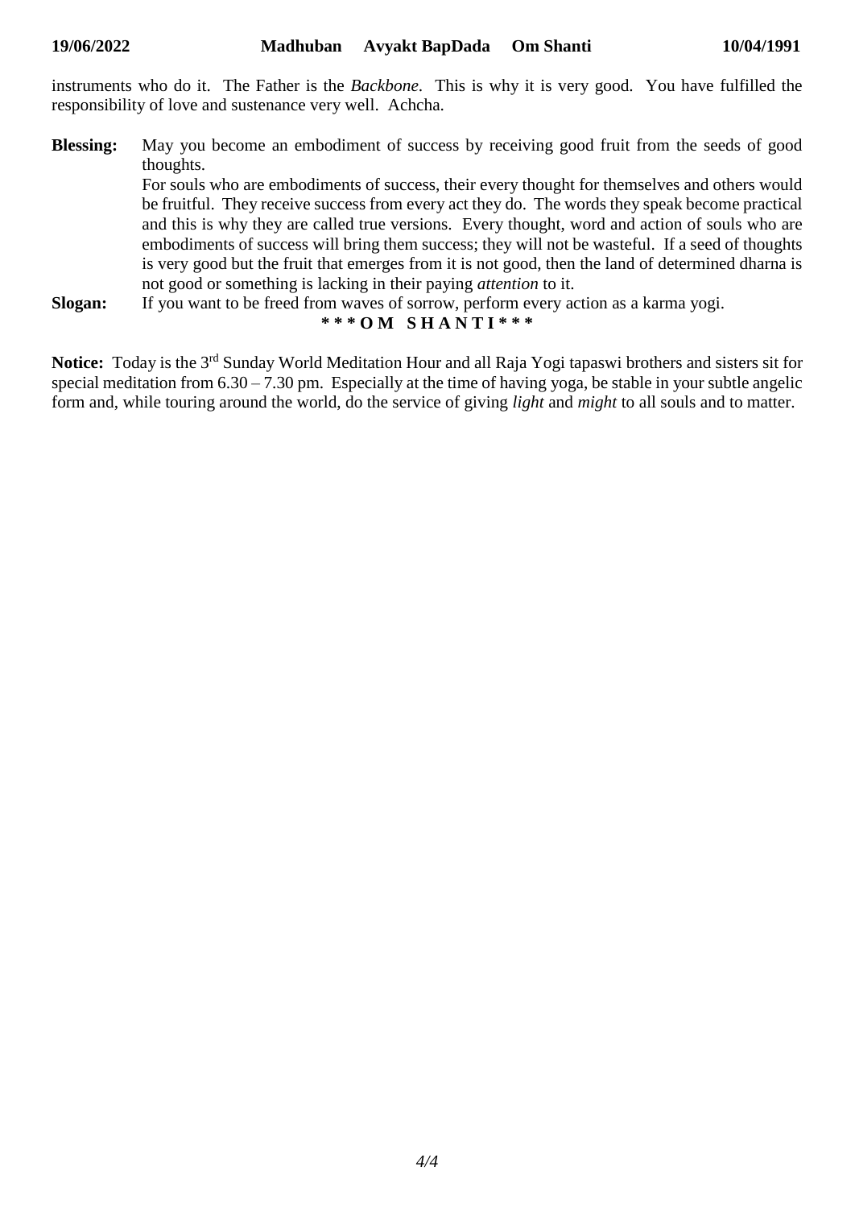instruments who do it. The Father is the *Backbone*. This is why it is very good. You have fulfilled the responsibility of love and sustenance very well. Achcha.

**Blessing:** May you become an embodiment of success by receiving good fruit from the seeds of good thoughts.

For souls who are embodiments of success, their every thought for themselves and others would be fruitful. They receive success from every act they do. The words they speak become practical and this is why they are called true versions. Every thought, word and action of souls who are embodiments of success will bring them success; they will not be wasteful. If a seed of thoughts is very good but the fruit that emerges from it is not good, then the land of determined dharna is not good or something is lacking in their paying *attention* to it.

**Slogan:** If you want to be freed from waves of sorrow, perform every action as a karma yogi.

**\* \* \* O M   S H A N T I \* \* \***

**Notice:** Today is the 3rd Sunday World Meditation Hour and all Raja Yogi tapaswi brothers and sisters sit for special meditation from 6.30 – 7.30 pm. Especially at the time of having yoga, be stable in your subtle angelic form and, while touring around the world, do the service of giving *light* and *might* to all souls and to matter.